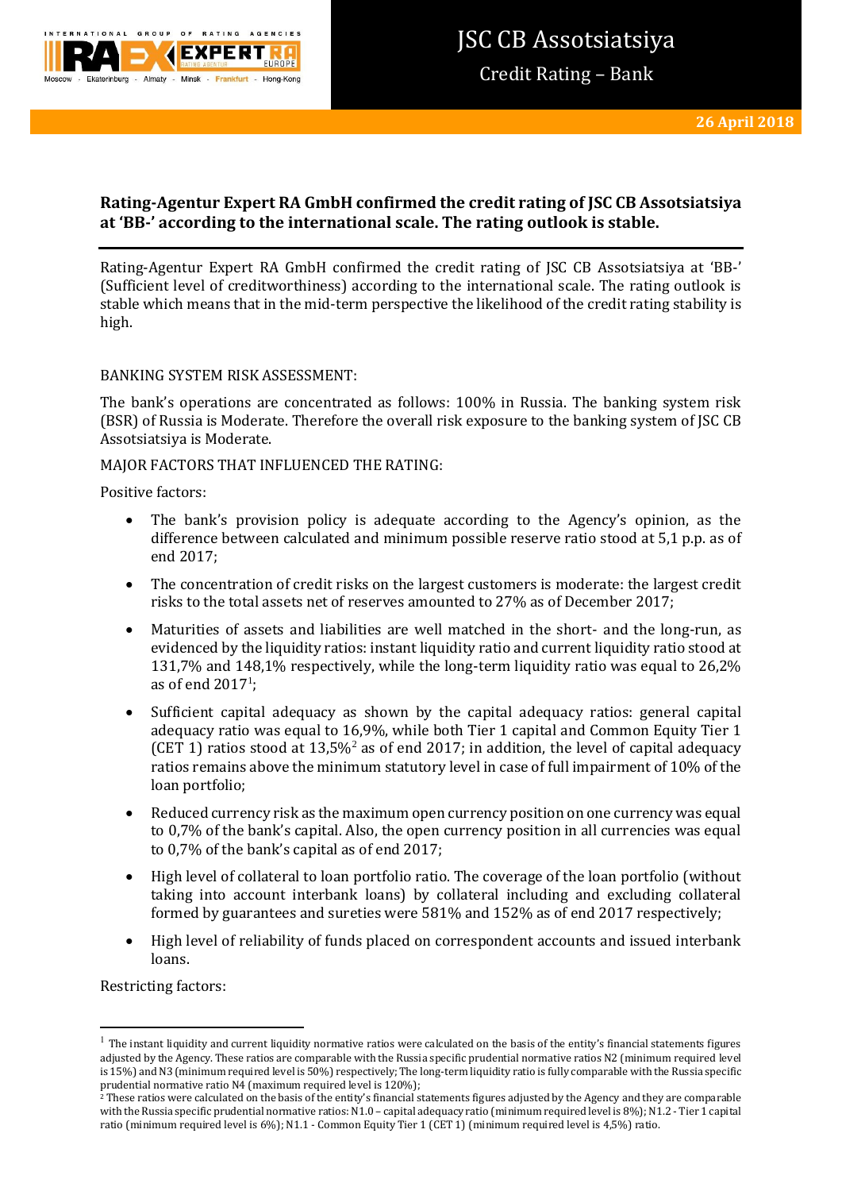# JSC CB Assotsiatsiya

Credit Rating – Bank

**26 April 2018**

**Rating-Agentur Expert RA GmbH confirmed the credit rating of JSC CB Assotsiatsiya at 'BB-' according to the international scale. The rating outlook is stable.**

Rating-Agentur Expert RA GmbH confirmed the credit rating of JSC CB Assotsiatsiya at 'BB-' (Sufficient level of creditworthiness) according to the international scale. The rating outlook is stable which means that in the mid-term perspective the likelihood of the credit rating stability is high.

BANKING SYSTEM RISK ASSESSMENT:

The bank's operations are concentrated as follows: 100% in Russia. The banking system risk (BSR) of Russia is Moderate. Therefore the overall risk exposure to the banking system of JSC CB Assotsiatsiya is Moderate.

MAJOR FACTORS THAT INFLUENCED THE RATING:

Positive factors:

- The bank's provision policy is adequate according to the Agency's opinion, as the difference between calculated and minimum possible reserve ratio stood at 5,1 p.p. as of end 2017;
- The concentration of credit risks on the largest customers is moderate: the largest credit risks to the total assets net of reserves amounted to 27% as of December 2017;
- Maturities of assets and liabilities are well matched in the short- and the long-run, as evidenced by the liquidity ratios: instant liquidity ratio and current liquidity ratio stood at 131,7% and 148,1% respectively, while the long-term liquidity ratio was equal to 26,2% as of end 2017[1];
- Sufficient capital adequacy as shown by the capital adequacy ratios: general capital adequacy ratio was equal to 16,9%, while both Tier 1 capital and Common Equity Tier 1 (CET 1) ratios stood at 13,5%[2] as of end 2017; in addition, the level of capital adequacy ratios remains above the minimum statutory level in case of full impairment of 10% of the loan portfolio;
- Reduced currency risk as the maximum open currency position on one currency was equal to 0,7% of the bank's capital. Also, the open currency position in all currencies was equal to 0,7% of the bank's capital as of end 2017;
- High level of collateral to loan portfolio ratio. The coverage of the loan portfolio (without taking into account interbank loans) by collateral including and excluding collateral formed by guarantees and sureties were 581% and 152% as of end 2017 respectively;
- High level of reliability of funds placed on correspondent accounts and issued interbank loans.

Restricting factors:

[1] The instant liquidity and current liquidity normative ratios were calculated on the basis of the entity's financial statements figures adjusted by the Agency. These ratios are comparable with the Russia specific prudential normative ratios N2 (minimum required level is 15%) and N3 (minimum required level is 50%) respectively; The long-term liquidity ratio is fully comparable with the Russia specific prudential normative ratio N4 (maximum required level is 120%);

[2] These ratios were calculated on the basis of the entity's financial statements figures adjusted by the Agency and they are comparable with the Russia specific prudential normative ratios: N1.0 – capital adequacy ratio (minimum required level is 8%); N1.2 - Tier 1 capital ratio (minimum required level is 6%); N1.1 - Common Equity Tier 1 (CET 1) (minimum required level is 4,5%) ratio.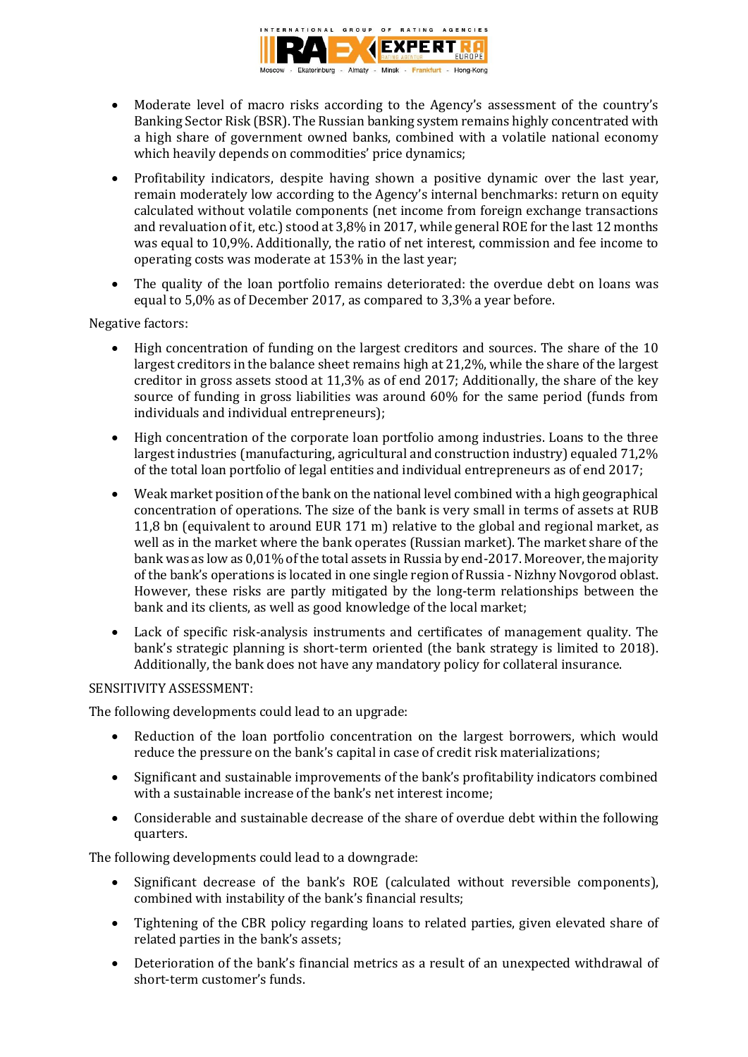- Moderate level of macro risks according to the Agency's assessment of the country's Banking Sector Risk (BSR). The Russian banking system remains highly concentrated with a high share of government owned banks, combined with a volatile national economy which heavily depends on commodities' price dynamics;
- Profitability indicators, despite having shown a positive dynamic over the last year, remain moderately low according to the Agency's internal benchmarks: return on equity calculated without volatile components (net income from foreign exchange transactions and revaluation of it, etc.) stood at 3,8% in 2017, while general ROE for the last 12 months was equal to 10,9%. Additionally, the ratio of net interest, commission and fee income to operating costs was moderate at 153% in the last year;
- The quality of the loan portfolio remains deteriorated: the overdue debt on loans was equal to 5,0% as of December 2017, as compared to 3,3% a year before.

Negative factors:

- High concentration of funding on the largest creditors and sources. The share of the 10 largest creditors in the balance sheet remains high at 21,2%, while the share of the largest creditor in gross assets stood at 11,3% as of end 2017; Additionally, the share of the key source of funding in gross liabilities was around 60% for the same period (funds from individuals and individual entrepreneurs);
- High concentration of the corporate loan portfolio among industries. Loans to the three largest industries (manufacturing, agricultural and construction industry) equaled 71,2% of the total loan portfolio of legal entities and individual entrepreneurs as of end 2017;
- Weak market position of the bank on the national level combined with a high geographical concentration of operations. The size of the bank is very small in terms of assets at RUB 11,8 bn (equivalent to around EUR 171 m) relative to the global and regional market, as well as in the market where the bank operates (Russian market). The market share of the bank was as low as 0,01% of the total assets in Russia by end-2017. Moreover, the majority of the bank's operations is located in one single region of Russia - Nizhny Novgorod oblast. However, these risks are partly mitigated by the long-term relationships between the bank and its clients, as well as good knowledge of the local market;
- Lack of specific risk-analysis instruments and certificates of management quality. The bank's strategic planning is short-term oriented (the bank strategy is limited to 2018). Additionally, the bank does not have any mandatory policy for collateral insurance.

SENSITIVITY ASSESSMENT:

The following developments could lead to an upgrade:

- Reduction of the loan portfolio concentration on the largest borrowers, which would reduce the pressure on the bank's capital in case of credit risk materializations;
- Significant and sustainable improvements of the bank's profitability indicators combined with a sustainable increase of the bank's net interest income;
- Considerable and sustainable decrease of the share of overdue debt within the following quarters.

The following developments could lead to a downgrade:

- Significant decrease of the bank's ROE (calculated without reversible components), combined with instability of the bank's financial results;
- Tightening of the CBR policy regarding loans to related parties, given elevated share of related parties in the bank's assets;
- Deterioration of the bank's financial metrics as a result of an unexpected withdrawal of short-term customer's funds.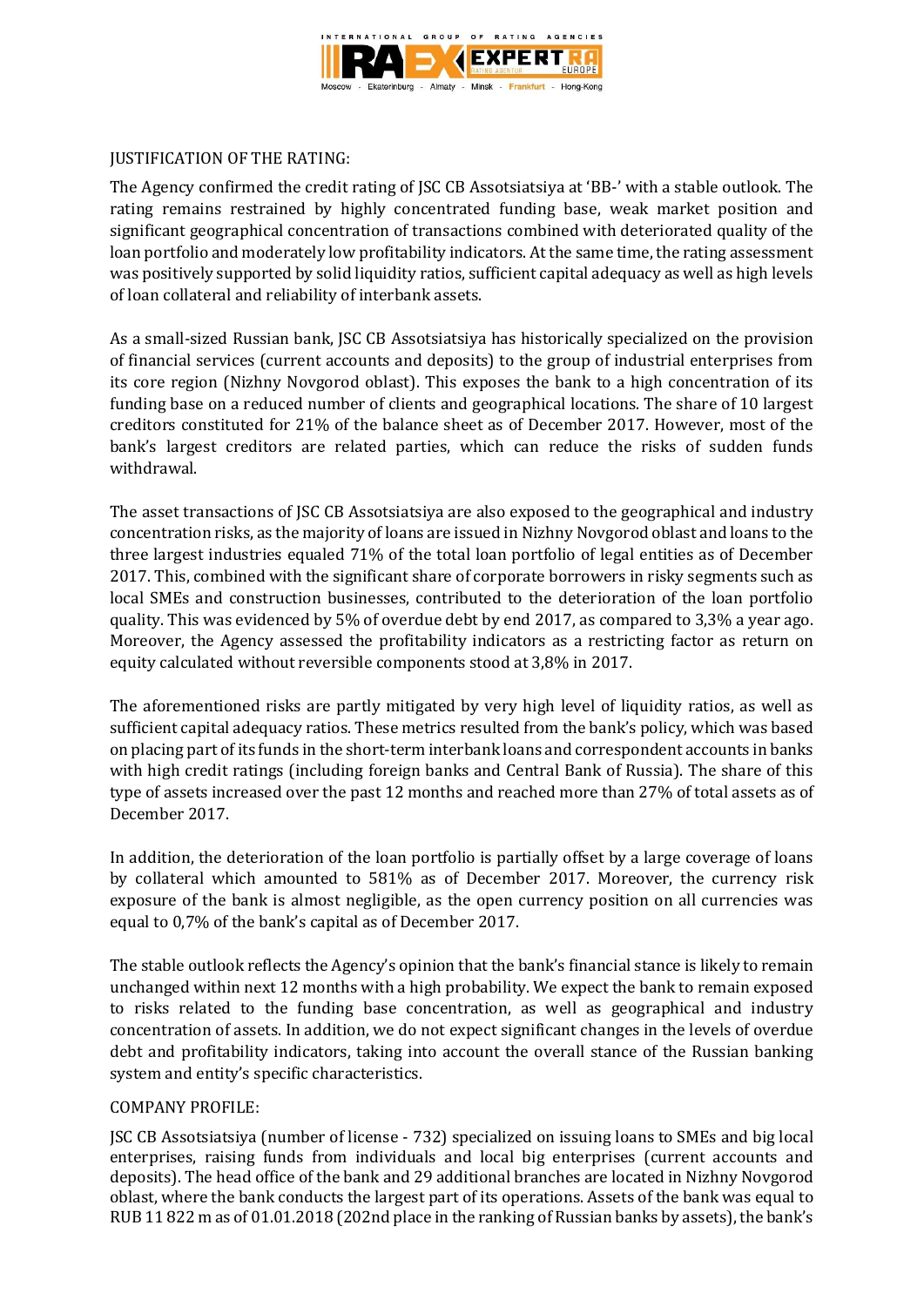JUSTIFICATION OF THE RATING:

The Agency confirmed the credit rating of JSC CB Assotsiatsiya at 'BB-' with a stable outlook. The rating remains restrained by highly concentrated funding base, weak market position and significant geographical concentration of transactions combined with deteriorated quality of the loan portfolio and moderately low profitability indicators. At the same time, the rating assessment was positively supported by solid liquidity ratios, sufficient capital adequacy as well as high levels of loan collateral and reliability of interbank assets.

As a small-sized Russian bank, JSC CB Assotsiatsiya has historically specialized on the provision of financial services (current accounts and deposits) to the group of industrial enterprises from its core region (Nizhny Novgorod oblast). This exposes the bank to a high concentration of its funding base on a reduced number of clients and geographical locations. The share of 10 largest creditors constituted for 21% of the balance sheet as of December 2017. However, most of the bank's largest creditors are related parties, which can reduce the risks of sudden funds withdrawal.

The asset transactions of JSC CB Assotsiatsiya are also exposed to the geographical and industry concentration risks, as the majority of loans are issued in Nizhny Novgorod oblast and loans to the three largest industries equaled 71% of the total loan portfolio of legal entities as of December 2017. This, combined with the significant share of corporate borrowers in risky segments such as local SMEs and construction businesses, contributed to the deterioration of the loan portfolio quality. This was evidenced by 5% of overdue debt by end 2017, as compared to 3,3% a year ago. Moreover, the Agency assessed the profitability indicators as a restricting factor as return on equity calculated without reversible components stood at 3,8% in 2017.

The aforementioned risks are partly mitigated by very high level of liquidity ratios, as well as sufficient capital adequacy ratios. These metrics resulted from the bank's policy, which was based on placing part of its funds in the short-term interbank loans and correspondent accounts in banks with high credit ratings (including foreign banks and Central Bank of Russia). The share of this type of assets increased over the past 12 months and reached more than 27% of total assets as of December 2017.

In addition, the deterioration of the loan portfolio is partially offset by a large coverage of loans by collateral which amounted to 581% as of December 2017. Moreover, the currency risk exposure of the bank is almost negligible, as the open currency position on all currencies was equal to 0,7% of the bank's capital as of December 2017.

The stable outlook reflects the Agency's opinion that the bank's financial stance is likely to remain unchanged within next 12 months with a high probability. We expect the bank to remain exposed to risks related to the funding base concentration, as well as geographical and industry concentration of assets. In addition, we do not expect significant changes in the levels of overdue debt and profitability indicators, taking into account the overall stance of the Russian banking system and entity's specific characteristics.

COMPANY PROFILE:

JSC CB Assotsiatsiya (number of license - 732) specialized on issuing loans to SMEs and big local enterprises, raising funds from individuals and local big enterprises (current accounts and deposits). The head office of the bank and 29 additional branches are located in Nizhny Novgorod oblast, where the bank conducts the largest part of its operations. Assets of the bank was equal to RUB 11 822 m as of 01.01.2018 (202nd place in the ranking of Russian banks by assets), the bank's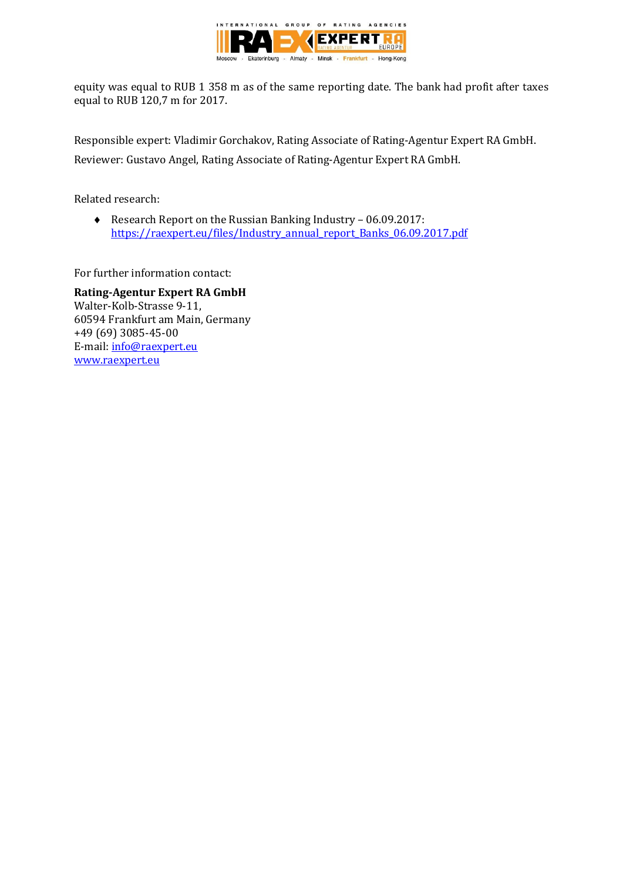equity was equal to RUB 1 358 m as of the same reporting date. The bank had profit after taxes equal to RUB 120,7 m for 2017.

Responsible expert: Vladimir Gorchakov, Rating Associate of Rating-Agentur Expert RA GmbH.

Reviewer: Gustavo Angel, Rating Associate of Rating-Agentur Expert RA GmbH.

Related research:

- Research Report on the Russian Banking Industry – 06.09.2017: https://raexpert.eu/files/Industry_annual_report_Banks_06.09.2017.pdf

For further information contact:

**Rating-Agentur Expert RA GmbH**
Walter-Kolb-Strasse 9-11,
60594 Frankfurt am Main, Germany
+49 (69) 3085-45-00
E-mail: info@raexpert.eu
www.raexpert.eu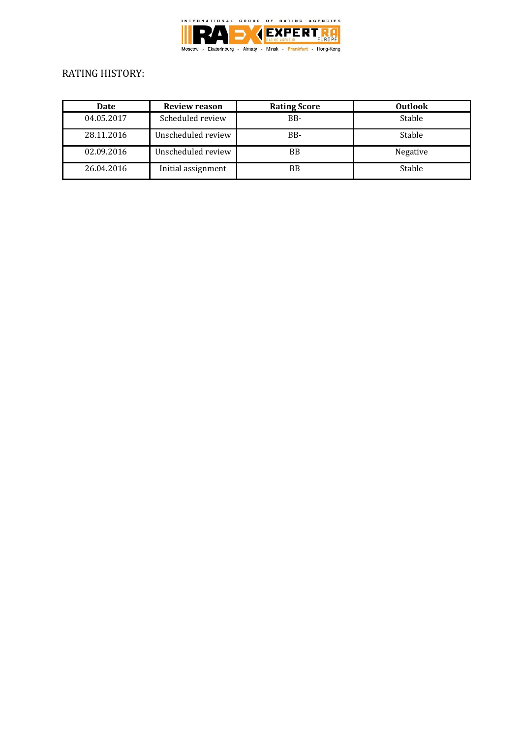RATING HISTORY:

| Date | Review reason | Rating Score | Outlook |
| --- | --- | --- | --- |
| 04.05.2017 | Scheduled review | BB- | Stable |
| 28.11.2016 | Unscheduled review | BB- | Stable |
| 02.09.2016 | Unscheduled review | BB | Negative |
| 26.04.2016 | Initial assignment | BB | Stable |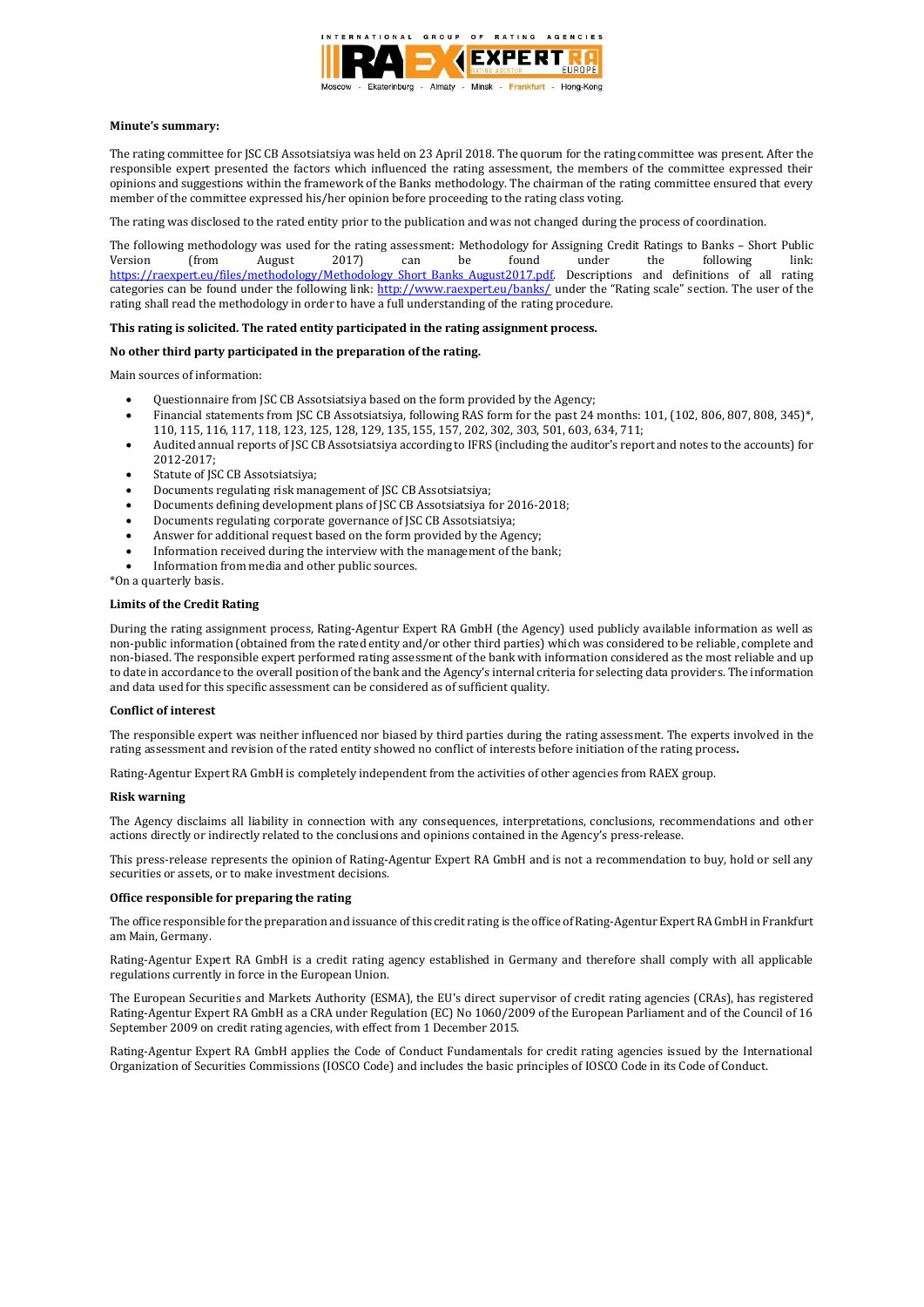**Minute's summary:**

The rating committee for JSC CB Assotsiatsiya was held on 23 April 2018. The quorum for the rating committee was present. After the responsible expert presented the factors which influenced the rating assessment, the members of the committee expressed their opinions and suggestions within the framework of the Banks methodology. The chairman of the rating committee ensured that every member of the committee expressed his/her opinion before proceeding to the rating class voting.

The rating was disclosed to the rated entity prior to the publication and was not changed during the process of coordination.

The following methodology was used for the rating assessment: Methodology for Assigning Credit Ratings to Banks – Short Public Version (from August 2017) can be found under the following link: [https://raexpert.eu/files/methodology/Methodology_Short_Banks_August2017.pdf](https://raexpert.eu/files/methodology/Methodology_Short_Banks_August2017.pdf). Descriptions and definitions of all rating categories can be found under the following link: [http://www.raexpert.eu/banks/](http://www.raexpert.eu/banks/) under the "Rating scale" section. The user of the rating shall read the methodology in order to have a full understanding of the rating procedure.

**This rating is solicited. The rated entity participated in the rating assignment process.**

**No other third party participated in the preparation of the rating.**

Main sources of information:

- Questionnaire from JSC CB Assotsiatsiya based on the form provided by the Agency;
- Financial statements from JSC CB Assotsiatsiya, following RAS form for the past 24 months: 101, (102, 806, 807, 808, 345)*, 110, 115, 116, 117, 118, 123, 125, 128, 129, 135, 155, 157, 202, 302, 303, 501, 603, 634, 711;
- Audited annual reports of JSC CB Assotsiatsiya according to IFRS (including the auditor's report and notes to the accounts) for 2012-2017;
- Statute of JSC CB Assotsiatsiya;
- Documents regulating risk management of JSC CB Assotsiatsiya;
- Documents defining development plans of JSC CB Assotsiatsiya for 2016-2018;
- Documents regulating corporate governance of JSC CB Assotsiatsiya;
- Answer for additional request based on the form provided by the Agency;
- Information received during the interview with the management of the bank;
- Information from media and other public sources.

*On a quarterly basis.

**Limits of the Credit Rating**

During the rating assignment process, Rating-Agentur Expert RA GmbH (the Agency) used publicly available information as well as non-public information (obtained from the rated entity and/or other third parties) which was considered to be reliable, complete and non-biased. The responsible expert performed rating assessment of the bank with information considered as the most reliable and up to date in accordance to the overall position of the bank and the Agency's internal criteria for selecting data providers. The information and data used for this specific assessment can be considered as of sufficient quality.

**Conflict of interest**

The responsible expert was neither influenced nor biased by third parties during the rating assessment. The experts involved in the rating assessment and revision of the rated entity showed no conflict of interests before initiation of the rating process**.**

Rating-Agentur Expert RA GmbH is completely independent from the activities of other agencies from RAEX group.

**Risk warning**

The Agency disclaims all liability in connection with any consequences, interpretations, conclusions, recommendations and other actions directly or indirectly related to the conclusions and opinions contained in the Agency's press-release.

This press-release represents the opinion of Rating-Agentur Expert RA GmbH and is not a recommendation to buy, hold or sell any securities or assets, or to make investment decisions.

**Office responsible for preparing the rating**

The office responsible for the preparation and issuance of this credit rating is the office of Rating-Agentur Expert RA GmbH in Frankfurt am Main, Germany.

Rating-Agentur Expert RA GmbH is a credit rating agency established in Germany and therefore shall comply with all applicable regulations currently in force in the European Union.

The European Securities and Markets Authority (ESMA), the EU's direct supervisor of credit rating agencies (CRAs), has registered Rating-Agentur Expert RA GmbH as a CRA under Regulation (EC) No 1060/2009 of the European Parliament and of the Council of 16 September 2009 on credit rating agencies, with effect from 1 December 2015.

Rating-Agentur Expert RA GmbH applies the Code of Conduct Fundamentals for credit rating agencies issued by the International Organization of Securities Commissions (IOSCO Code) and includes the basic principles of IOSCO Code in its Code of Conduct.